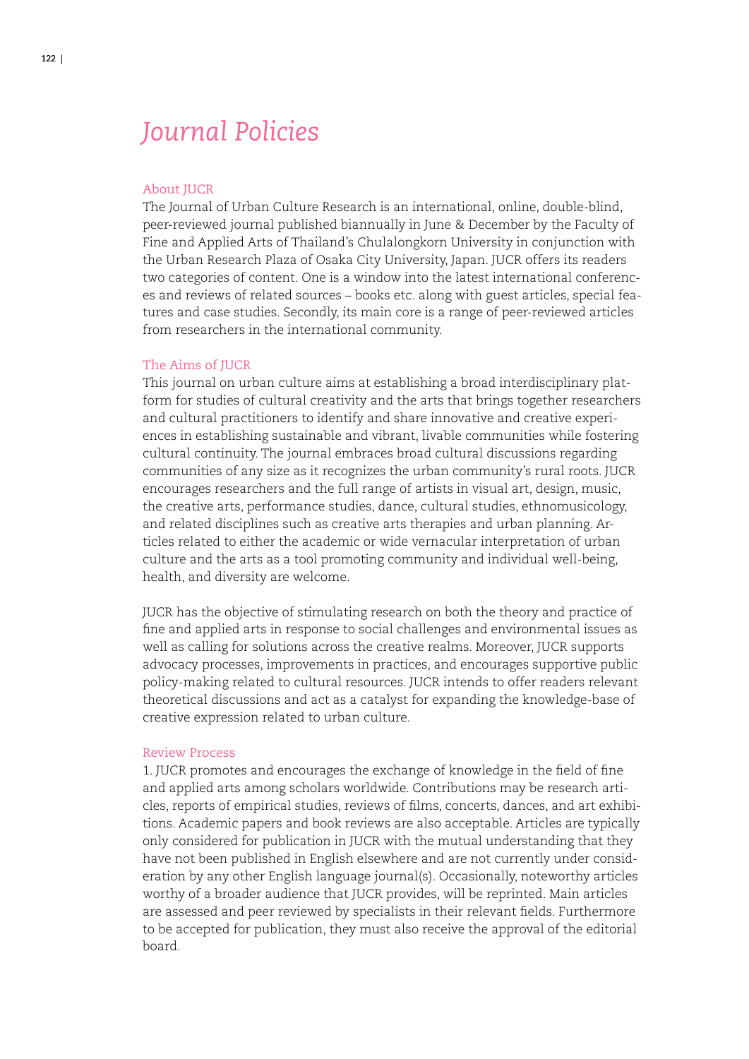# *Journal Policies*

## About JUCR

The Journal of Urban Culture Research is an international, online, double-blind, peer-reviewed journal published biannually in June & December by the Faculty of Fine and Applied Arts of Thailand's Chulalongkorn University in conjunction with the Urban Research Plaza of Osaka City University, Japan. JUCR offers its readers two categories of content. One is a window into the latest international conferences and reviews of related sources – books etc. along with guest articles, special features and case studies. Secondly, its main core is a range of peer-reviewed articles from researchers in the international community.

## The Aims of JUCR

This journal on urban culture aims at establishing a broad interdisciplinary platform for studies of cultural creativity and the arts that brings together researchers and cultural practitioners to identify and share innovative and creative experiences in establishing sustainable and vibrant, livable communities while fostering cultural continuity. The journal embraces broad cultural discussions regarding communities of any size as it recognizes the urban community's rural roots. JUCR encourages researchers and the full range of artists in visual art, design, music, the creative arts, performance studies, dance, cultural studies, ethnomusicology, and related disciplines such as creative arts therapies and urban planning. Articles related to either the academic or wide vernacular interpretation of urban culture and the arts as a tool promoting community and individual well-being, health, and diversity are welcome.

JUCR has the objective of stimulating research on both the theory and practice of fine and applied arts in response to social challenges and environmental issues as well as calling for solutions across the creative realms. Moreover, JUCR supports advocacy processes, improvements in practices, and encourages supportive public policy-making related to cultural resources. JUCR intends to offer readers relevant theoretical discussions and act as a catalyst for expanding the knowledge-base of creative expression related to urban culture.

## Review Process

1. JUCR promotes and encourages the exchange of knowledge in the field of fine and applied arts among scholars worldwide. Contributions may be research articles, reports of empirical studies, reviews of films, concerts, dances, and art exhibitions. Academic papers and book reviews are also acceptable. Articles are typically only considered for publication in JUCR with the mutual understanding that they have not been published in English elsewhere and are not currently under consideration by any other English language journal(s). Occasionally, noteworthy articles worthy of a broader audience that JUCR provides, will be reprinted. Main articles are assessed and peer reviewed by specialists in their relevant fields. Furthermore to be accepted for publication, they must also receive the approval of the editorial board.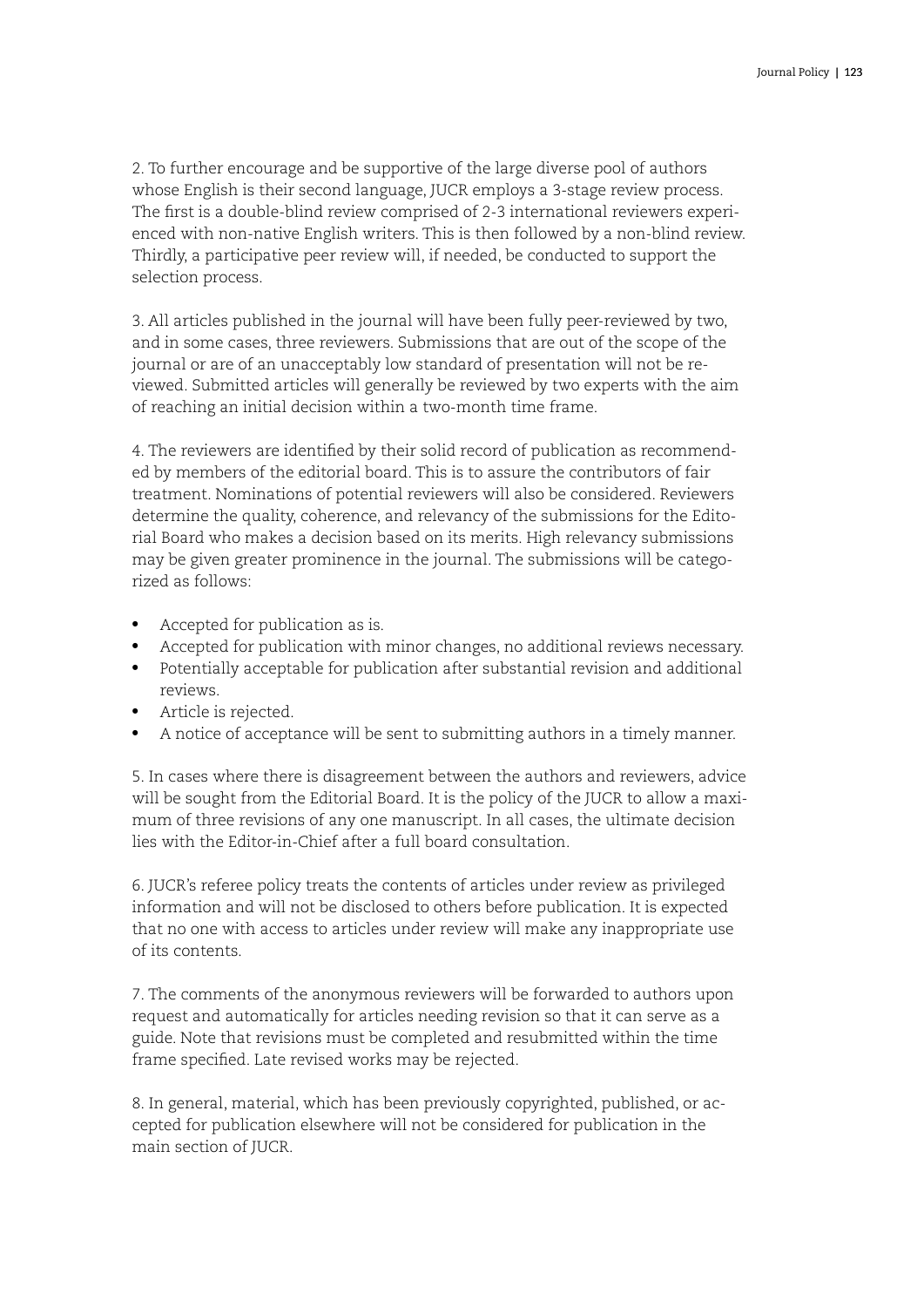2. To further encourage and be supportive of the large diverse pool of authors whose English is their second language, JUCR employs a 3-stage review process. The first is a double-blind review comprised of 2-3 international reviewers experienced with non-native English writers. This is then followed by a non-blind review. Thirdly, a participative peer review will, if needed, be conducted to support the selection process.

3. All articles published in the journal will have been fully peer-reviewed by two, and in some cases, three reviewers. Submissions that are out of the scope of the journal or are of an unacceptably low standard of presentation will not be reviewed. Submitted articles will generally be reviewed by two experts with the aim of reaching an initial decision within a two-month time frame.

4. The reviewers are identified by their solid record of publication as recommended by members of the editorial board. This is to assure the contributors of fair treatment. Nominations of potential reviewers will also be considered. Reviewers determine the quality, coherence, and relevancy of the submissions for the Editorial Board who makes a decision based on its merits. High relevancy submissions may be given greater prominence in the journal. The submissions will be categorized as follows:

- Accepted for publication as is.
- Accepted for publication with minor changes, no additional reviews necessary.
- Potentially acceptable for publication after substantial revision and additional reviews.
- Article is rejected.
- A notice of acceptance will be sent to submitting authors in a timely manner.

5. In cases where there is disagreement between the authors and reviewers, advice will be sought from the Editorial Board. It is the policy of the JUCR to allow a maximum of three revisions of any one manuscript. In all cases, the ultimate decision lies with the Editor-in-Chief after a full board consultation.

6. JUCR's referee policy treats the contents of articles under review as privileged information and will not be disclosed to others before publication. It is expected that no one with access to articles under review will make any inappropriate use of its contents.

7. The comments of the anonymous reviewers will be forwarded to authors upon request and automatically for articles needing revision so that it can serve as a guide. Note that revisions must be completed and resubmitted within the time frame specified. Late revised works may be rejected.

8. In general, material, which has been previously copyrighted, published, or accepted for publication elsewhere will not be considered for publication in the main section of JUCR.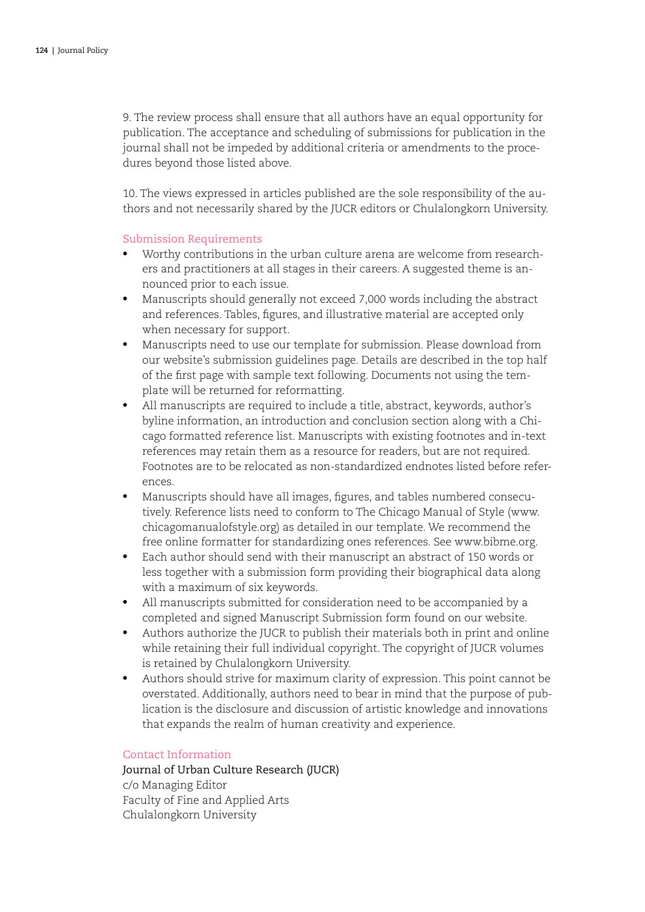9. The review process shall ensure that all authors have an equal opportunity for publication. The acceptance and scheduling of submissions for publication in the journal shall not be impeded by additional criteria or amendments to the procedures beyond those listed above.

10. The views expressed in articles published are the sole responsibility of the authors and not necessarily shared by the JUCR editors or Chulalongkorn University.

## Submission Requirements

- Worthy contributions in the urban culture arena are welcome from researchers and practitioners at all stages in their careers. A suggested theme is announced prior to each issue.
- Manuscripts should generally not exceed 7,000 words including the abstract and references. Tables, figures, and illustrative material are accepted only when necessary for support.
- Manuscripts need to use our template for submission. Please download from our website's submission guidelines page. Details are described in the top half of the first page with sample text following. Documents not using the template will be returned for reformatting.
- All manuscripts are required to include a title, abstract, keywords, author's byline information, an introduction and conclusion section along with a Chicago formatted reference list. Manuscripts with existing footnotes and in-text references may retain them as a resource for readers, but are not required. Footnotes are to be relocated as non-standardized endnotes listed before references.
- Manuscripts should have all images, figures, and tables numbered consecutively. Reference lists need to conform to The Chicago Manual of Style (www.chicagomanualofstyle.org) as detailed in our template. We recommend the free online formatter for standardizing ones references. See www.bibme.org.
- Each author should send with their manuscript an abstract of 150 words or less together with a submission form providing their biographical data along with a maximum of six keywords.
- All manuscripts submitted for consideration need to be accompanied by a completed and signed Manuscript Submission form found on our website.
- Authors authorize the JUCR to publish their materials both in print and online while retaining their full individual copyright. The copyright of JUCR volumes is retained by Chulalongkorn University.
- Authors should strive for maximum clarity of expression. This point cannot be overstated. Additionally, authors need to bear in mind that the purpose of publication is the disclosure and discussion of artistic knowledge and innovations that expands the realm of human creativity and experience.

## Contact Information

Journal of Urban Culture Research (JUCR)
c/o Managing Editor
Faculty of Fine and Applied Arts
Chulalongkorn University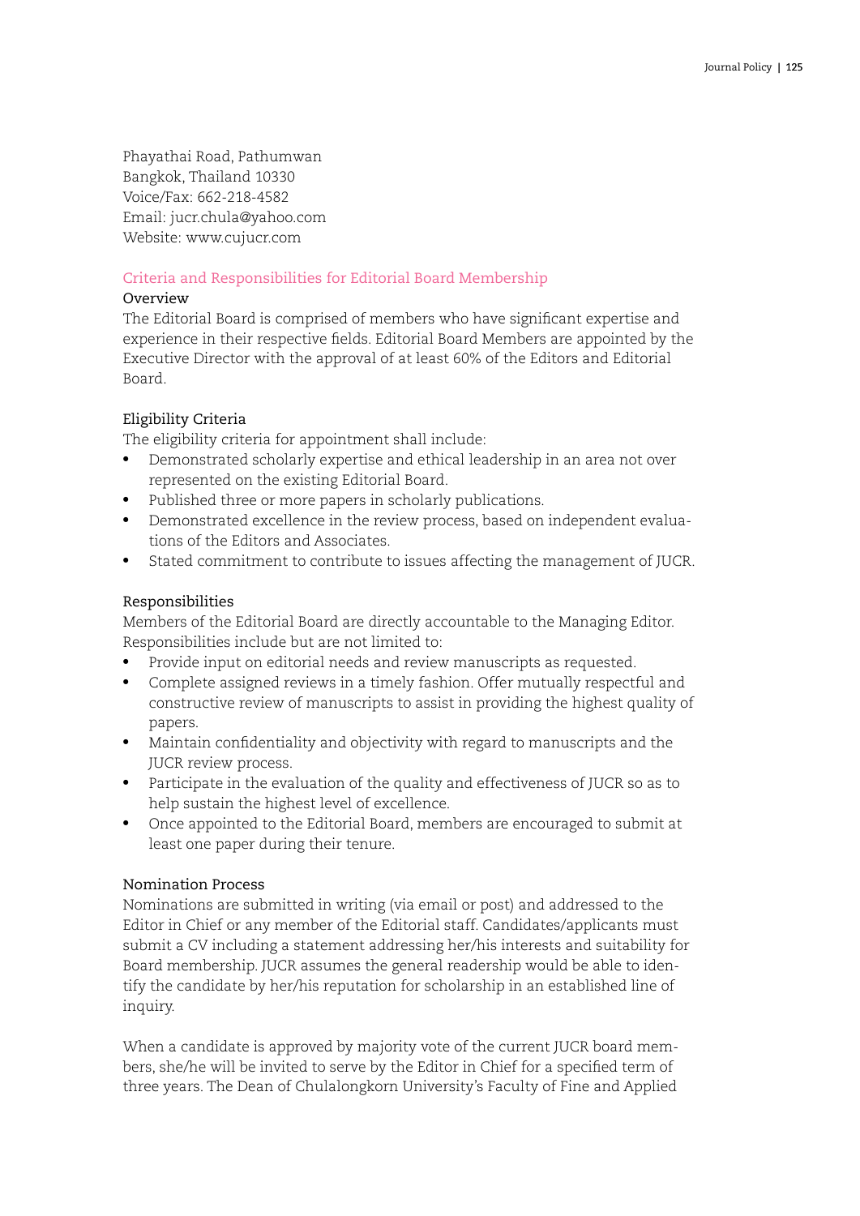Phayathai Road, Pathumwan
Bangkok, Thailand 10330
Voice/Fax: 662-218-4582
Email: jucr.chula@yahoo.com
Website: www.cujucr.com

## Criteria and Responsibilities for Editorial Board Membership

### Overview

The Editorial Board is comprised of members who have significant expertise and experience in their respective fields. Editorial Board Members are appointed by the Executive Director with the approval of at least 60% of the Editors and Editorial Board.

### Eligibility Criteria

The eligibility criteria for appointment shall include:

- Demonstrated scholarly expertise and ethical leadership in an area not over represented on the existing Editorial Board.
- Published three or more papers in scholarly publications.
- Demonstrated excellence in the review process, based on independent evaluations of the Editors and Associates.
- Stated commitment to contribute to issues affecting the management of JUCR.

### Responsibilities

Members of the Editorial Board are directly accountable to the Managing Editor. Responsibilities include but are not limited to:

- Provide input on editorial needs and review manuscripts as requested.
- Complete assigned reviews in a timely fashion. Offer mutually respectful and constructive review of manuscripts to assist in providing the highest quality of papers.
- Maintain confidentiality and objectivity with regard to manuscripts and the JUCR review process.
- Participate in the evaluation of the quality and effectiveness of JUCR so as to help sustain the highest level of excellence.
- Once appointed to the Editorial Board, members are encouraged to submit at least one paper during their tenure.

### Nomination Process

Nominations are submitted in writing (via email or post) and addressed to the Editor in Chief or any member of the Editorial staff. Candidates/applicants must submit a CV including a statement addressing her/his interests and suitability for Board membership. JUCR assumes the general readership would be able to identify the candidate by her/his reputation for scholarship in an established line of inquiry.

When a candidate is approved by majority vote of the current JUCR board members, she/he will be invited to serve by the Editor in Chief for a specified term of three years. The Dean of Chulalongkorn University's Faculty of Fine and Applied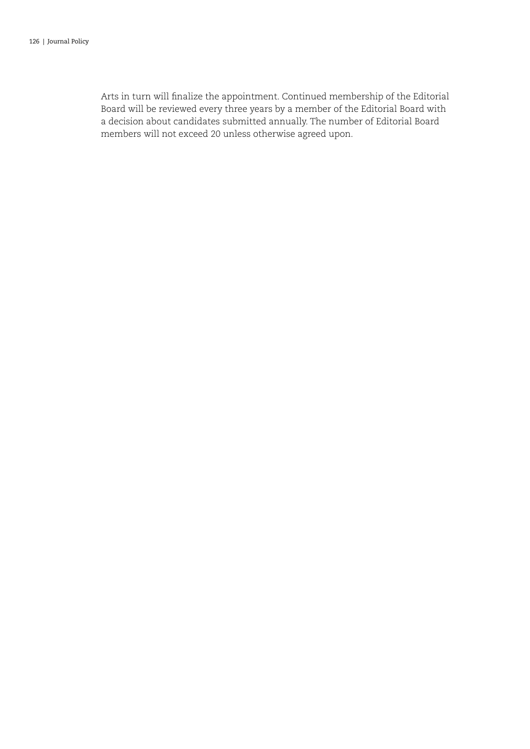Arts in turn will finalize the appointment. Continued membership of the Editorial Board will be reviewed every three years by a member of the Editorial Board with a decision about candidates submitted annually. The number of Editorial Board members will not exceed 20 unless otherwise agreed upon.